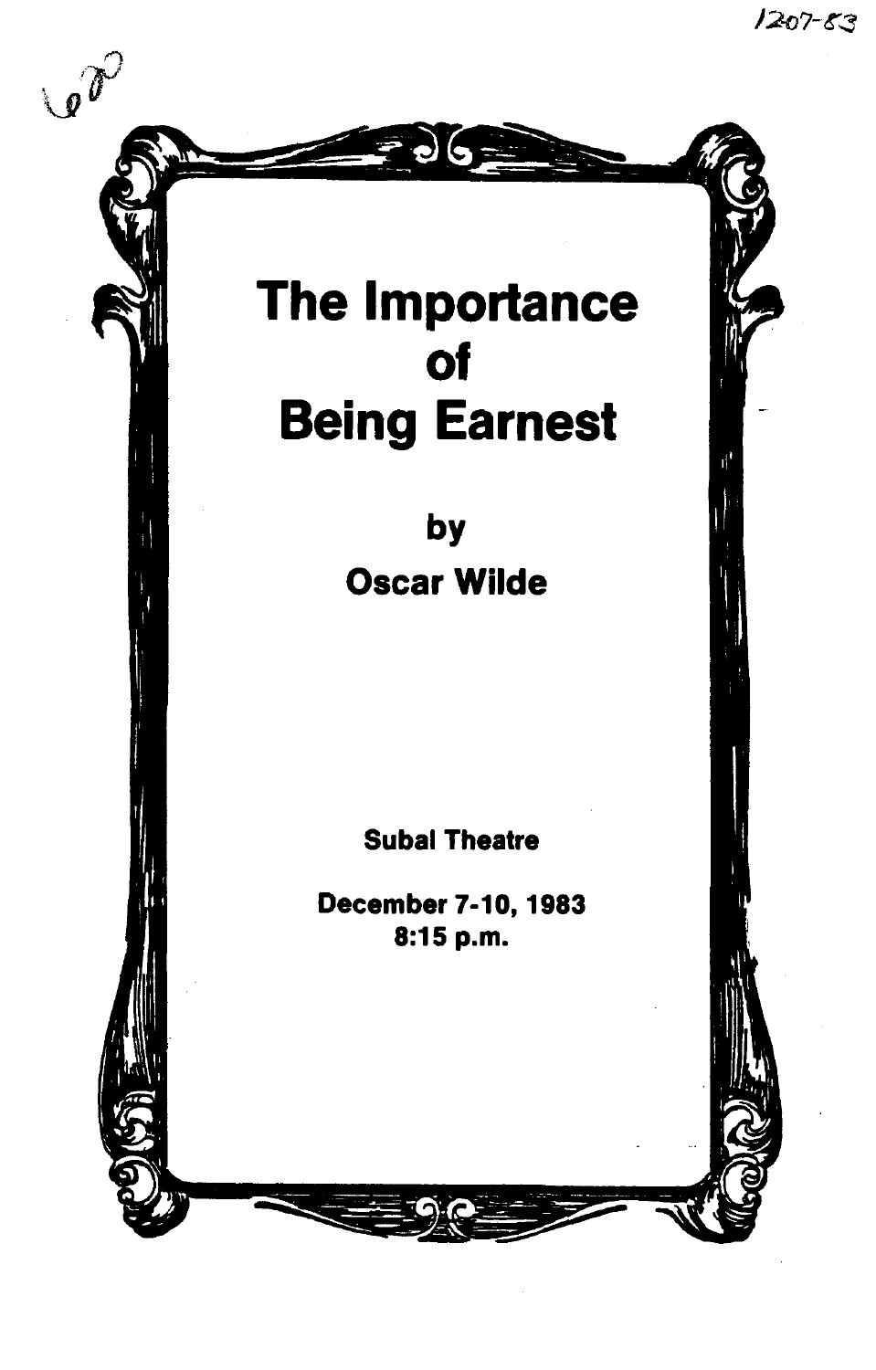1207-83

620

# The Importance of Being Earnest

## by Oscar Wilde

**Subal Theatre**

**December 7-10, 1983**
**8:15 p.m.**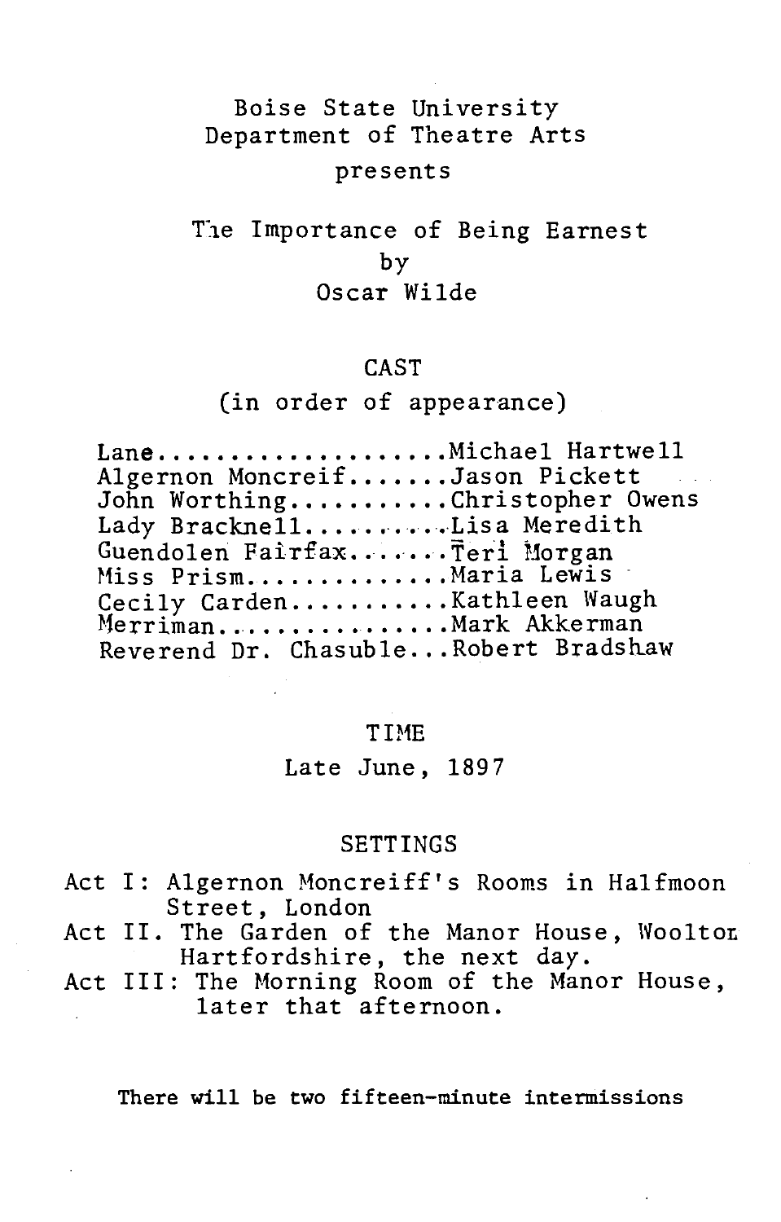Boise State University
Department of Theatre Arts
presents

# The Importance of Being Earnest
by
Oscar Wilde

## CAST
(in order of appearance)

Lane....................Michael Hartwell
Algernon Moncreif.......Jason Pickett
John Worthing...........Christopher Owens
Lady Bracknell..........Lisa Meredith
Guendolen Fairfax.......Teri Morgan
Miss Prism..............Maria Lewis
Cecily Carden...........Kathleen Waugh
Merriman................Mark Akkerman
Reverend Dr. Chasuble...Robert Bradshaw

## TIME
Late June, 1897

## SETTINGS
Act I: Algernon Moncreiff's Rooms in Halfmoon Street, London
Act II. The Garden of the Manor House, Woolton Hartfordshire, the next day.
Act III: The Morning Room of the Manor House, later that afternoon.

**There will be two fifteen-minute intermissions**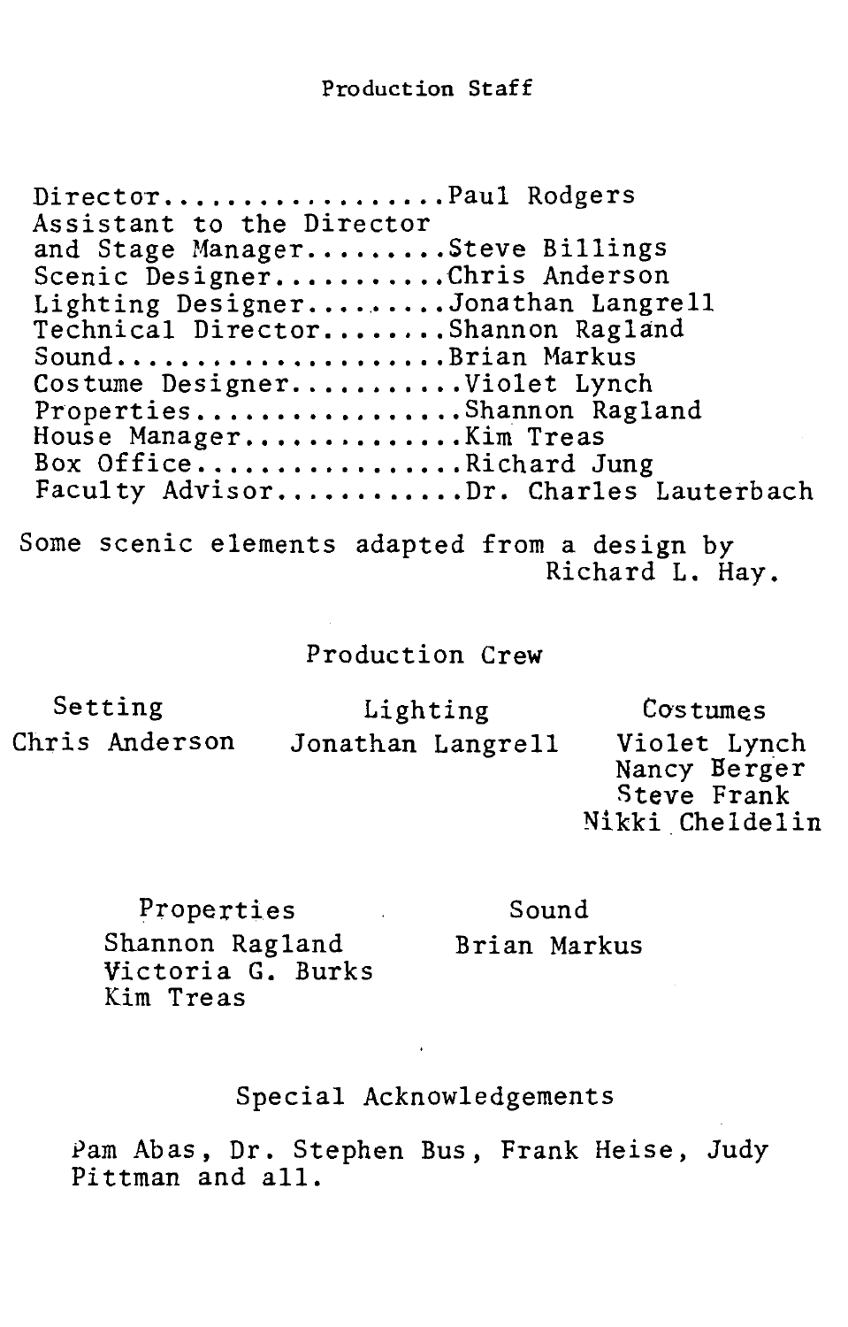## Production Staff

Director..................Paul Rodgers
Assistant to the Director
and Stage Manager.........Steve Billings
Scenic Designer...........Chris Anderson
Lighting Designer.........Jonathan Langrell
Technical Director........Shannon Ragland
Sound.....................Brian Markus
Costume Designer...........Violet Lynch
Properties.................Shannon Ragland
House Manager..............Kim Treas
Box Office.................Richard Jung
Faculty Advisor............Dr. Charles Lauterbach

Some scenic elements adapted from a design by Richard L. Hay.

## Production Crew

**Setting**
Chris Anderson

**Lighting**
Jonathan Langrell

**Costumes**
Violet Lynch
Nancy Berger
Steve Frank
Nikki Cheldelin

**Properties**
Shannon Ragland
Victoria G. Burks
Kim Treas

**Sound**
Brian Markus

## Special Acknowledgements

Pam Abas, Dr. Stephen Bus, Frank Heise, Judy Pittman and all.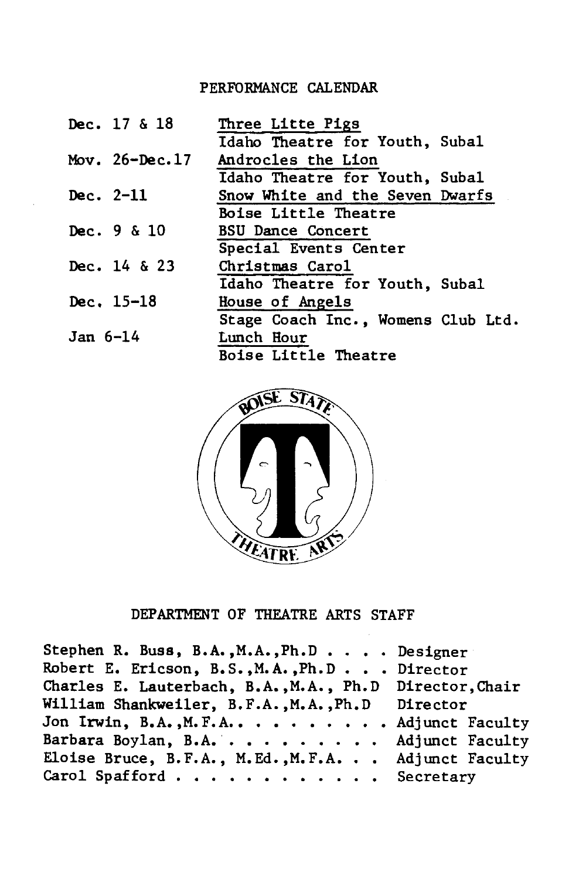## PERFORMANCE CALENDAR

| | |
|---|---|
| Dec. 17 & 18 | Three Litte Pigs<br>Idaho Theatre for Youth, Subal |
| Mov. 26-Dec.17 | Androcles the Lion<br>Idaho Theatre for Youth, Subal |
| Dec. 2-11 | Snow White and the Seven Dwarfs<br>Boise Little Theatre |
| Dec. 9 & 10 | BSU Dance Concert<br>Special Events Center |
| Dec. 14 & 23 | Christmas Carol<br>Idaho Theatre for Youth, Subal |
| Dec. 15-18 | House of Angels<br>Stage Coach Inc., Womens Club Ltd. |
| Jan 6-14 | Lunch Hour<br>Boise Little Theatre |

BOISE STATE THEATRE ARTS

## DEPARTMENT OF THEATRE ARTS STAFF

| | |
|---|---|
| Stephen R. Buss, B.A.,M.A.,Ph.D | Designer |
| Robert E. Ericson, B.S.,M.A.,Ph.D | Director |
| Charles E. Lauterbach, B.A.,M.A., Ph.D | Director, Chair |
| William Shankweiler, B.F.A.,M.A.,Ph.D | Director |
| Jon Irwin, B.A.,M.F.A. | Adjunct Faculty |
| Barbara Boylan, B.A. | Adjunct Faculty |
| Eloise Bruce, B.F.A., M.Ed.,M.F.A. | Adjunct Faculty |
| Carol Spafford | Secretary |